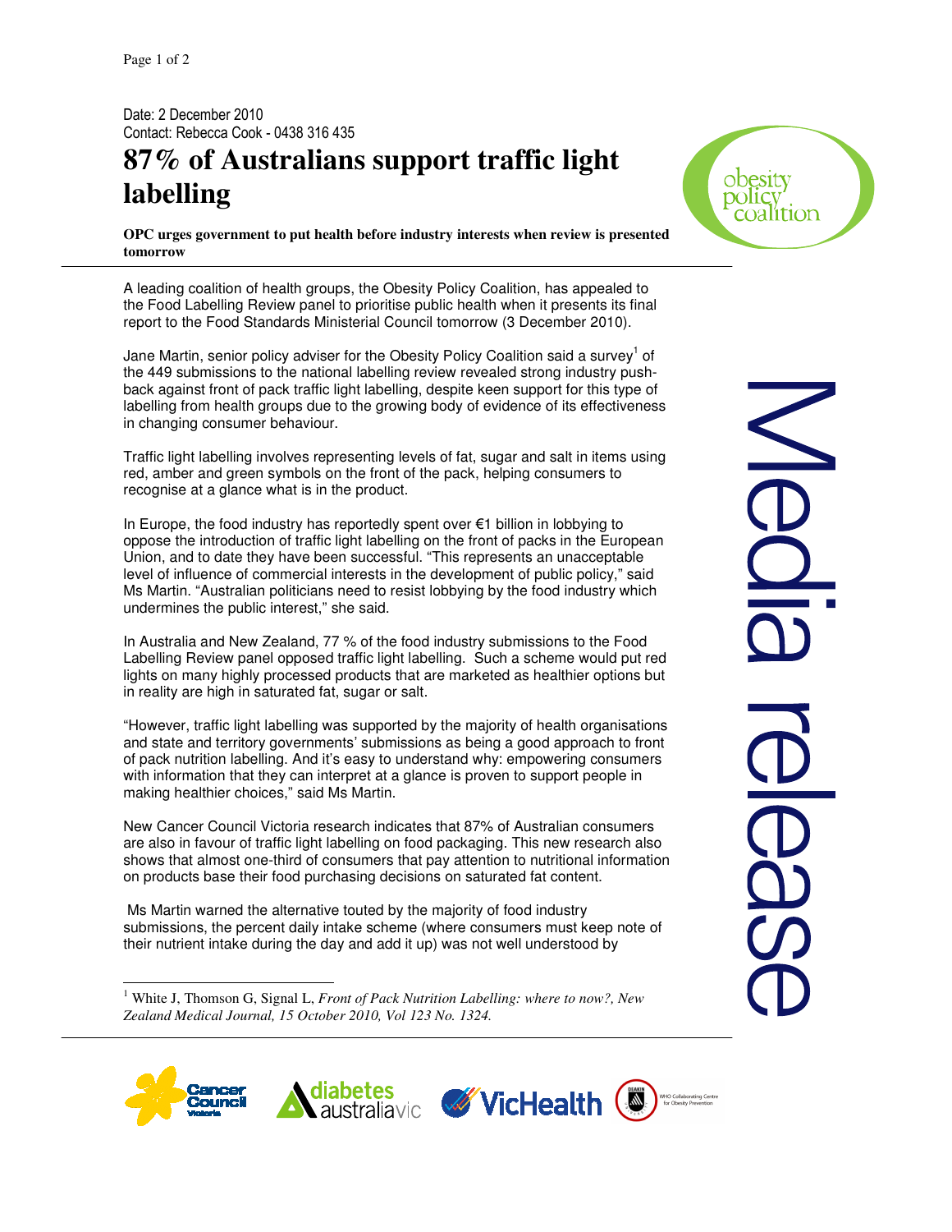Date: 2 December 2010

Contact: Rebecca Cook - 0438 316 435

# 87% of Australians support traffic light labelling

**OPC urges government to put health before industry interests when review is presented tomorrow**

A leading coalition of health groups, the Obesity Policy Coalition, has appealed to the Food Labelling Review panel to prioritise public health when it presents its final report to the Food Standards Ministerial Council tomorrow (3 December 2010).

Jane Martin, senior policy adviser for the Obesity Policy Coalition said a survey[1] of the 449 submissions to the national labelling review revealed strong industry push-back against front of pack traffic light labelling, despite keen support for this type of labelling from health groups due to the growing body of evidence of its effectiveness in changing consumer behaviour.

Traffic light labelling involves representing levels of fat, sugar and salt in items using red, amber and green symbols on the front of the pack, helping consumers to recognise at a glance what is in the product.

In Europe, the food industry has reportedly spent over €1 billion in lobbying to oppose the introduction of traffic light labelling on the front of packs in the European Union, and to date they have been successful. "This represents an unacceptable level of influence of commercial interests in the development of public policy," said Ms Martin. "Australian politicians need to resist lobbying by the food industry which undermines the public interest," she said.

In Australia and New Zealand, 77 % of the food industry submissions to the Food Labelling Review panel opposed traffic light labelling. Such a scheme would put red lights on many highly processed products that are marketed as healthier options but in reality are high in saturated fat, sugar or salt.

"However, traffic light labelling was supported by the majority of health organisations and state and territory governments' submissions as being a good approach to front of pack nutrition labelling. And it's easy to understand why: empowering consumers with information that they can interpret at a glance is proven to support people in making healthier choices," said Ms Martin.

New Cancer Council Victoria research indicates that 87% of Australian consumers are also in favour of traffic light labelling on food packaging. This new research also shows that almost one-third of consumers that pay attention to nutritional information on products base their food purchasing decisions on saturated fat content.

Ms Martin warned the alternative touted by the majority of food industry submissions, the percent daily intake scheme (where consumers must keep note of their nutrient intake during the day and add it up) was not well understood by

[1] White J, Thomson G, Signal L, *Front of Pack Nutrition Labelling: where to now?, New Zealand Medical Journal, 15 October 2010, Vol 123 No. 1324.*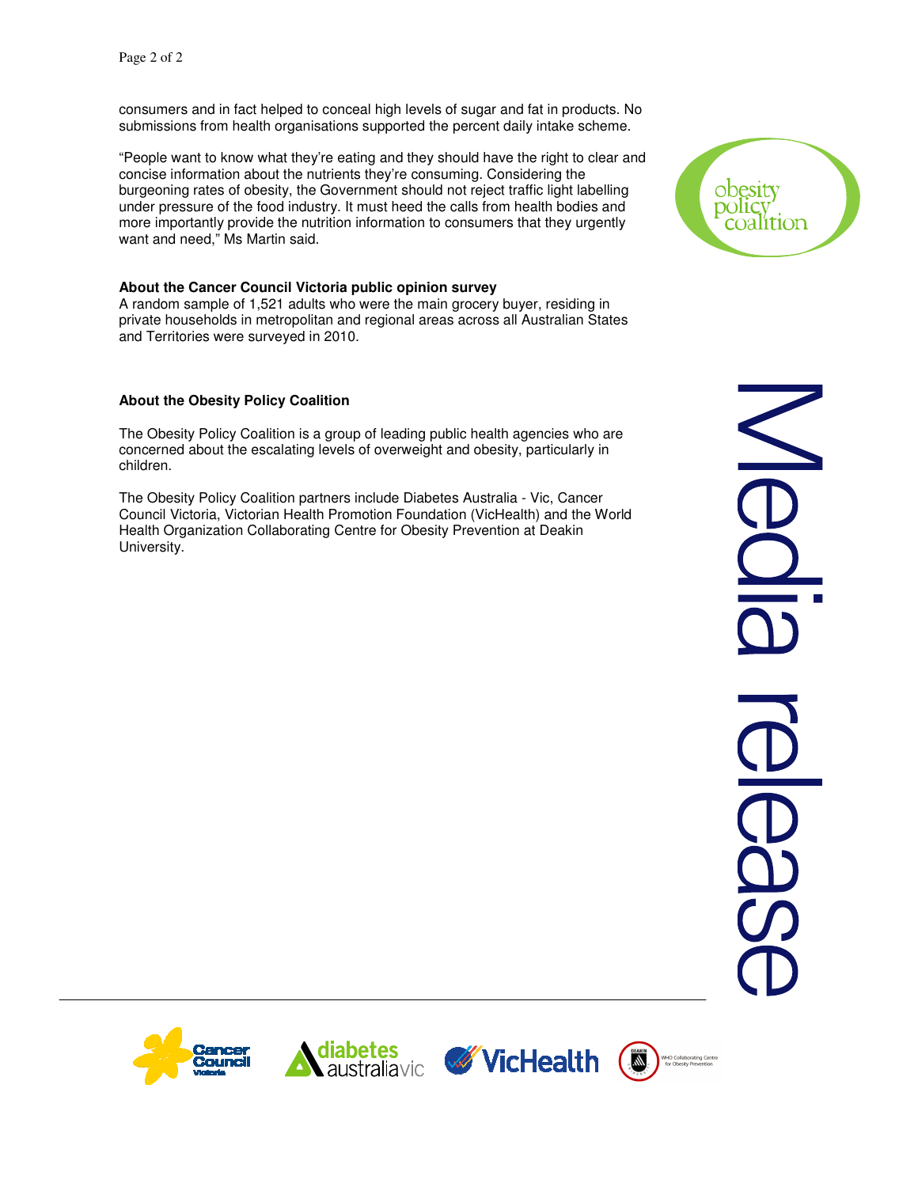consumers and in fact helped to conceal high levels of sugar and fat in products. No submissions from health organisations supported the percent daily intake scheme.

"People want to know what they're eating and they should have the right to clear and concise information about the nutrients they're consuming. Considering the burgeoning rates of obesity, the Government should not reject traffic light labelling under pressure of the food industry. It must heed the calls from health bodies and more importantly provide the nutrition information to consumers that they urgently want and need," Ms Martin said.

**About the Cancer Council Victoria public opinion survey**

A random sample of 1,521 adults who were the main grocery buyer, residing in private households in metropolitan and regional areas across all Australian States and Territories were surveyed in 2010.

**About the Obesity Policy Coalition**

The Obesity Policy Coalition is a group of leading public health agencies who are concerned about the escalating levels of overweight and obesity, particularly in children.

The Obesity Policy Coalition partners include Diabetes Australia - Vic, Cancer Council Victoria, Victorian Health Promotion Foundation (VicHealth) and the World Health Organization Collaborating Centre for Obesity Prevention at Deakin University.